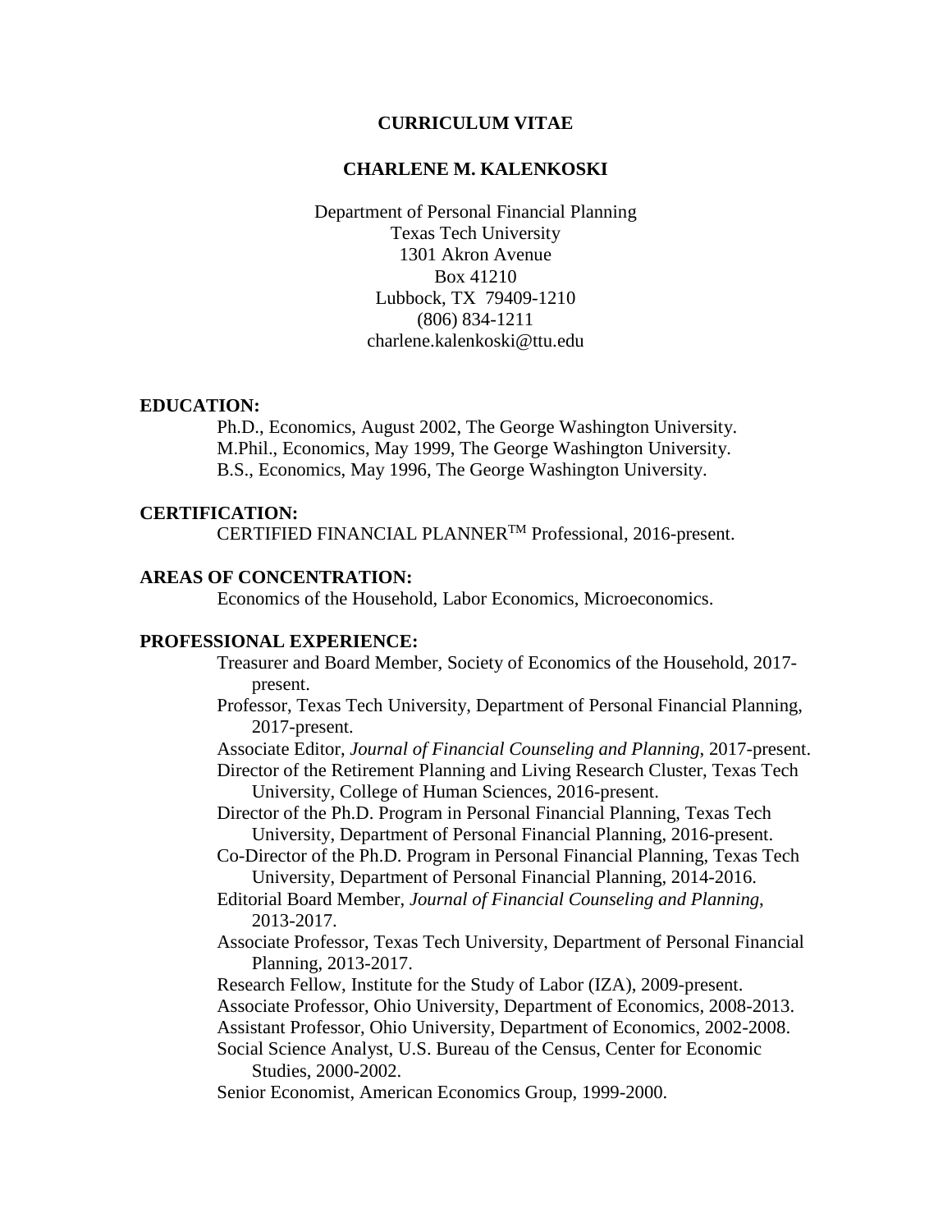# CURRICULUM VITAE

## CHARLENE M. KALENKOSKI

Department of Personal Financial Planning
Texas Tech University
1301 Akron Avenue
Box 41210
Lubbock, TX 79409-1210
(806) 834-1211
charlene.kalenkoski@ttu.edu

**EDUCATION:**

Ph.D., Economics, August 2002, The George Washington University.
M.Phil., Economics, May 1999, The George Washington University.
B.S., Economics, May 1996, The George Washington University.

**CERTIFICATION:**

CERTIFIED FINANCIAL PLANNER$^{TM}$ Professional, 2016-present.

**AREAS OF CONCENTRATION:**

Economics of the Household, Labor Economics, Microeconomics.

**PROFESSIONAL EXPERIENCE:**

Treasurer and Board Member, Society of Economics of the Household, 2017-present.
Professor, Texas Tech University, Department of Personal Financial Planning, 2017-present.
Associate Editor, *Journal of Financial Counseling and Planning*, 2017-present.
Director of the Retirement Planning and Living Research Cluster, Texas Tech University, College of Human Sciences, 2016-present.
Director of the Ph.D. Program in Personal Financial Planning, Texas Tech University, Department of Personal Financial Planning, 2016-present.
Co-Director of the Ph.D. Program in Personal Financial Planning, Texas Tech University, Department of Personal Financial Planning, 2014-2016.
Editorial Board Member, *Journal of Financial Counseling and Planning*, 2013-2017.
Associate Professor, Texas Tech University, Department of Personal Financial Planning, 2013-2017.
Research Fellow, Institute for the Study of Labor (IZA), 2009-present.
Associate Professor, Ohio University, Department of Economics, 2008-2013.
Assistant Professor, Ohio University, Department of Economics, 2002-2008.
Social Science Analyst, U.S. Bureau of the Census, Center for Economic Studies, 2000-2002.
Senior Economist, American Economics Group, 1999-2000.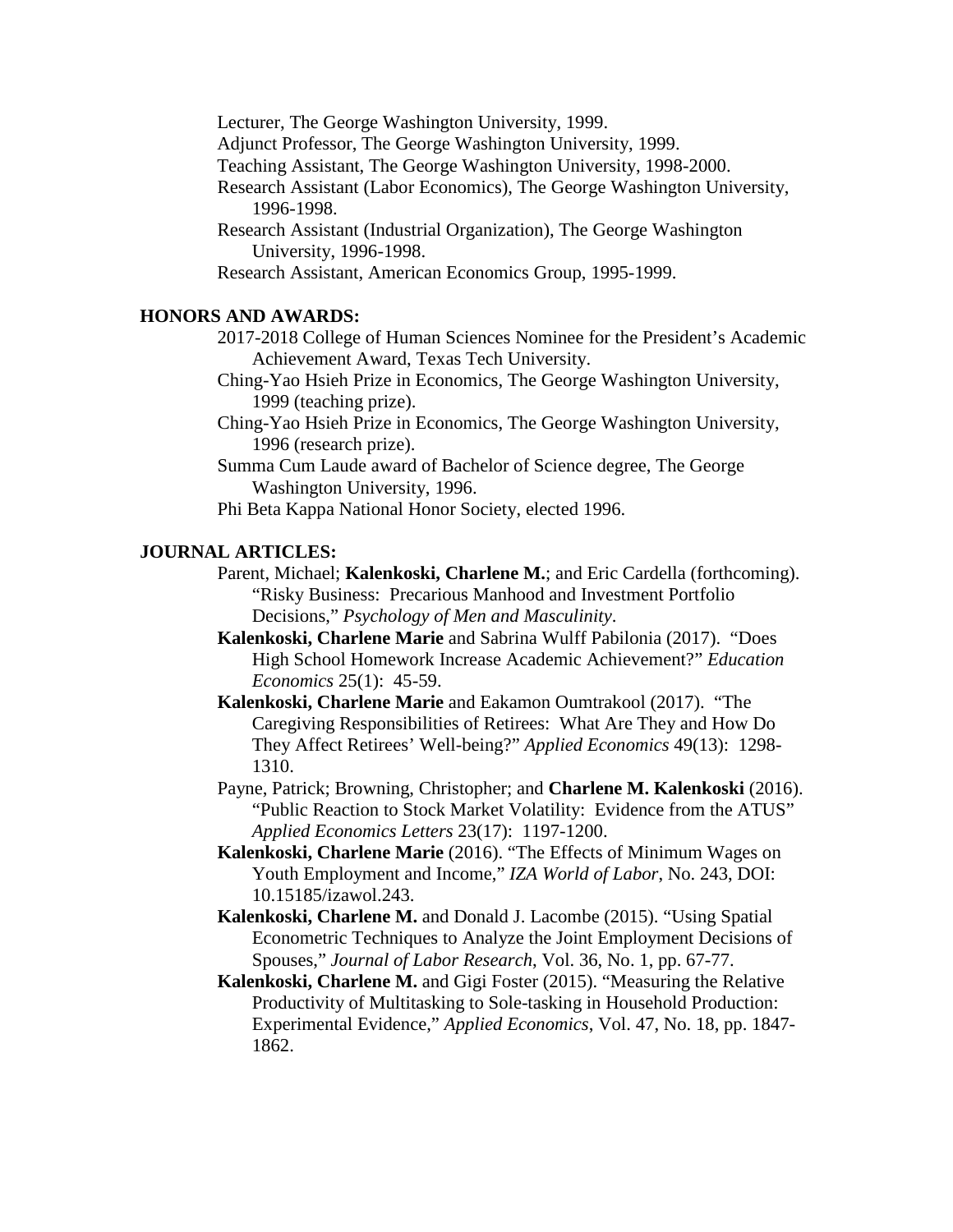Lecturer, The George Washington University, 1999.

Adjunct Professor, The George Washington University, 1999.

Teaching Assistant, The George Washington University, 1998-2000.

Research Assistant (Labor Economics), The George Washington University, 1996-1998.

Research Assistant (Industrial Organization), The George Washington University, 1996-1998.

Research Assistant, American Economics Group, 1995-1999.

**HONORS AND AWARDS:**

2017-2018 College of Human Sciences Nominee for the President's Academic Achievement Award, Texas Tech University.

Ching-Yao Hsieh Prize in Economics, The George Washington University, 1999 (teaching prize).

Ching-Yao Hsieh Prize in Economics, The George Washington University, 1996 (research prize).

Summa Cum Laude award of Bachelor of Science degree, The George Washington University, 1996.

Phi Beta Kappa National Honor Society, elected 1996.

**JOURNAL ARTICLES:**

Parent, Michael; **Kalenkoski, Charlene M.**; and Eric Cardella (forthcoming). "Risky Business: Precarious Manhood and Investment Portfolio Decisions," *Psychology of Men and Masculinity*.

**Kalenkoski, Charlene Marie** and Sabrina Wulff Pabilonia (2017). "Does High School Homework Increase Academic Achievement?" *Education Economics* 25(1): 45-59.

**Kalenkoski, Charlene Marie** and Eakamon Oumtrakool (2017). "The Caregiving Responsibilities of Retirees: What Are They and How Do They Affect Retirees' Well-being?" *Applied Economics* 49(13): 1298-1310.

Payne, Patrick; Browning, Christopher; and **Charlene M. Kalenkoski** (2016). "Public Reaction to Stock Market Volatility: Evidence from the ATUS" *Applied Economics Letters* 23(17): 1197-1200.

**Kalenkoski, Charlene Marie** (2016). "The Effects of Minimum Wages on Youth Employment and Income," *IZA World of Labor*, No. 243, DOI: 10.15185/izawol.243.

**Kalenkoski, Charlene M.** and Donald J. Lacombe (2015). "Using Spatial Econometric Techniques to Analyze the Joint Employment Decisions of Spouses," *Journal of Labor Research*, Vol. 36, No. 1, pp. 67-77.

**Kalenkoski, Charlene M.** and Gigi Foster (2015). "Measuring the Relative Productivity of Multitasking to Sole-tasking in Household Production: Experimental Evidence," *Applied Economics*, Vol. 47, No. 18, pp. 1847-1862.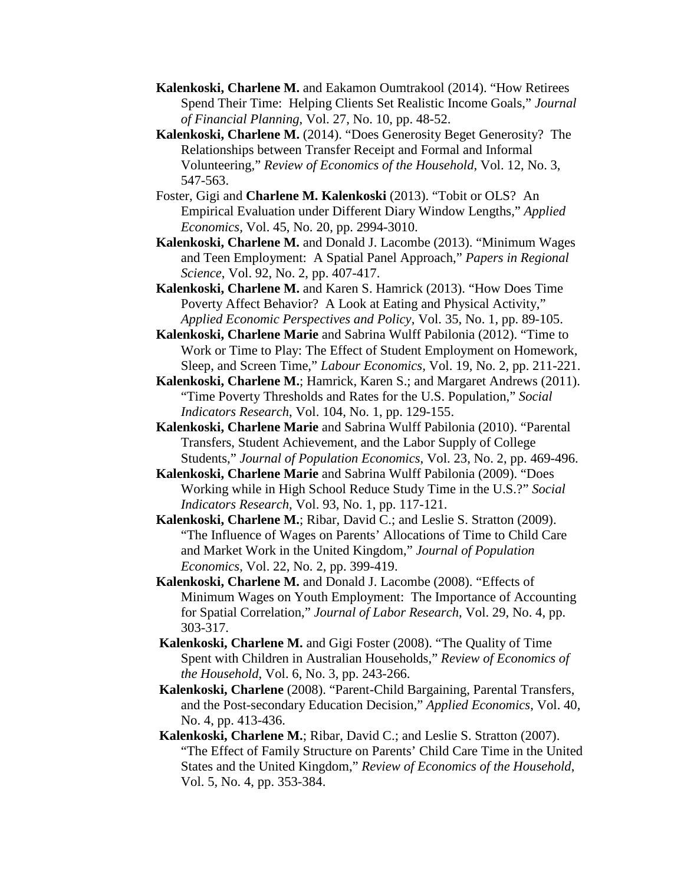**Kalenkoski, Charlene M.** and Eakamon Oumtrakool (2014). "How Retirees Spend Their Time: Helping Clients Set Realistic Income Goals," *Journal of Financial Planning*, Vol. 27, No. 10, pp. 48-52.

**Kalenkoski, Charlene M.** (2014). "Does Generosity Beget Generosity? The Relationships between Transfer Receipt and Formal and Informal Volunteering," *Review of Economics of the Household*, Vol. 12, No. 3, 547-563.

Foster, Gigi and **Charlene M. Kalenkoski** (2013). "Tobit or OLS? An Empirical Evaluation under Different Diary Window Lengths," *Applied Economics*, Vol. 45, No. 20, pp. 2994-3010.

**Kalenkoski, Charlene M.** and Donald J. Lacombe (2013). "Minimum Wages and Teen Employment: A Spatial Panel Approach," *Papers in Regional Science*, Vol. 92, No. 2, pp. 407-417.

**Kalenkoski, Charlene M.** and Karen S. Hamrick (2013). "How Does Time Poverty Affect Behavior? A Look at Eating and Physical Activity," *Applied Economic Perspectives and Policy*, Vol. 35, No. 1, pp. 89-105.

**Kalenkoski, Charlene Marie** and Sabrina Wulff Pabilonia (2012). "Time to Work or Time to Play: The Effect of Student Employment on Homework, Sleep, and Screen Time," *Labour Economics*, Vol. 19, No. 2, pp. 211-221.

**Kalenkoski, Charlene M.**; Hamrick, Karen S.; and Margaret Andrews (2011). "Time Poverty Thresholds and Rates for the U.S. Population," *Social Indicators Research*, Vol. 104, No. 1, pp. 129-155.

**Kalenkoski, Charlene Marie** and Sabrina Wulff Pabilonia (2010). "Parental Transfers, Student Achievement, and the Labor Supply of College Students," *Journal of Population Economics*, Vol. 23, No. 2, pp. 469-496.

**Kalenkoski, Charlene Marie** and Sabrina Wulff Pabilonia (2009). "Does Working while in High School Reduce Study Time in the U.S.?" *Social Indicators Research*, Vol. 93, No. 1, pp. 117-121.

**Kalenkoski, Charlene M.**; Ribar, David C.; and Leslie S. Stratton (2009). "The Influence of Wages on Parents' Allocations of Time to Child Care and Market Work in the United Kingdom," *Journal of Population Economics*, Vol. 22, No. 2, pp. 399-419.

**Kalenkoski, Charlene M.** and Donald J. Lacombe (2008). "Effects of Minimum Wages on Youth Employment: The Importance of Accounting for Spatial Correlation," *Journal of Labor Research*, Vol. 29, No. 4, pp. 303-317.

**Kalenkoski, Charlene M.** and Gigi Foster (2008). "The Quality of Time Spent with Children in Australian Households," *Review of Economics of the Household*, Vol. 6, No. 3, pp. 243-266.

**Kalenkoski, Charlene** (2008). "Parent-Child Bargaining, Parental Transfers, and the Post-secondary Education Decision," *Applied Economics*, Vol. 40, No. 4, pp. 413-436.

**Kalenkoski, Charlene M.**; Ribar, David C.; and Leslie S. Stratton (2007). "The Effect of Family Structure on Parents' Child Care Time in the United States and the United Kingdom," *Review of Economics of the Household*, Vol. 5, No. 4, pp. 353-384.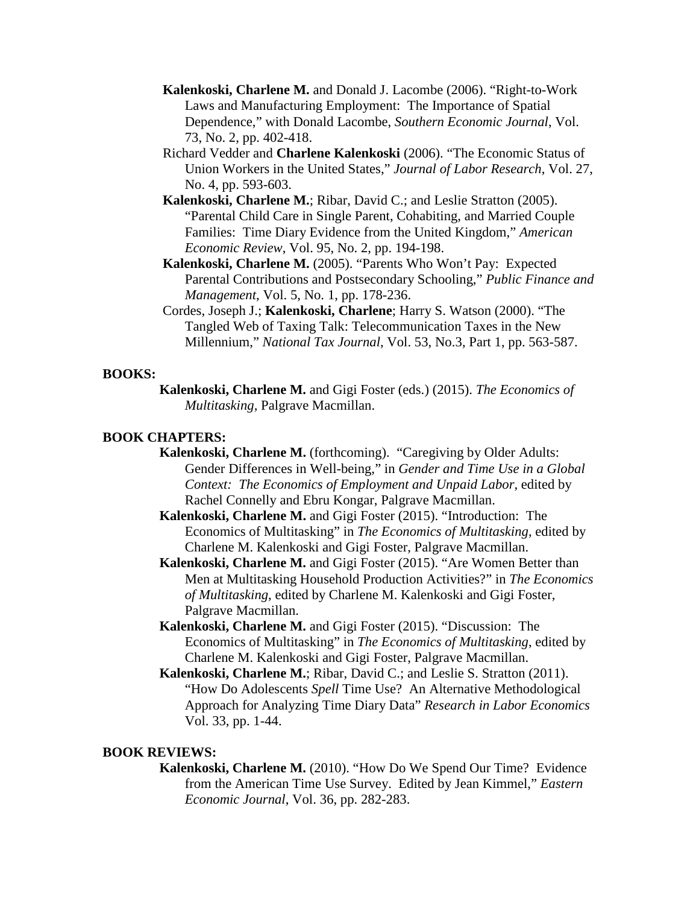**Kalenkoski, Charlene M.** and Donald J. Lacombe (2006). "Right-to-Work Laws and Manufacturing Employment: The Importance of Spatial Dependence," with Donald Lacombe, *Southern Economic Journal*, Vol. 73, No. 2, pp. 402-418.

Richard Vedder and **Charlene Kalenkoski** (2006). "The Economic Status of Union Workers in the United States," *Journal of Labor Research*, Vol. 27, No. 4, pp. 593-603.

**Kalenkoski, Charlene M.**; Ribar, David C.; and Leslie Stratton (2005). "Parental Child Care in Single Parent, Cohabiting, and Married Couple Families: Time Diary Evidence from the United Kingdom," *American Economic Review*, Vol. 95, No. 2, pp. 194-198.

**Kalenkoski, Charlene M.** (2005). "Parents Who Won't Pay: Expected Parental Contributions and Postsecondary Schooling," *Public Finance and Management*, Vol. 5, No. 1, pp. 178-236.

Cordes, Joseph J.; **Kalenkoski, Charlene**; Harry S. Watson (2000). "The Tangled Web of Taxing Talk: Telecommunication Taxes in the New Millennium," *National Tax Journal*, Vol. 53, No.3, Part 1, pp. 563-587.

**BOOKS:**

**Kalenkoski, Charlene M.** and Gigi Foster (eds.) (2015). *The Economics of Multitasking*, Palgrave Macmillan.

**BOOK CHAPTERS:**

**Kalenkoski, Charlene M.** (forthcoming). "Caregiving by Older Adults: Gender Differences in Well-being," in *Gender and Time Use in a Global Context: The Economics of Employment and Unpaid Labor*, edited by Rachel Connelly and Ebru Kongar, Palgrave Macmillan.

**Kalenkoski, Charlene M.** and Gigi Foster (2015). "Introduction: The Economics of Multitasking" in *The Economics of Multitasking*, edited by Charlene M. Kalenkoski and Gigi Foster, Palgrave Macmillan.

**Kalenkoski, Charlene M.** and Gigi Foster (2015). "Are Women Better than Men at Multitasking Household Production Activities?" in *The Economics of Multitasking*, edited by Charlene M. Kalenkoski and Gigi Foster, Palgrave Macmillan.

**Kalenkoski, Charlene M.** and Gigi Foster (2015). "Discussion: The Economics of Multitasking" in *The Economics of Multitasking*, edited by Charlene M. Kalenkoski and Gigi Foster, Palgrave Macmillan.

**Kalenkoski, Charlene M.**; Ribar, David C.; and Leslie S. Stratton (2011). "How Do Adolescents *Spell* Time Use? An Alternative Methodological Approach for Analyzing Time Diary Data" *Research in Labor Economics* Vol. 33, pp. 1-44.

**BOOK REVIEWS:**

**Kalenkoski, Charlene M.** (2010). "How Do We Spend Our Time? Evidence from the American Time Use Survey. Edited by Jean Kimmel," *Eastern Economic Journal*, Vol. 36, pp. 282-283.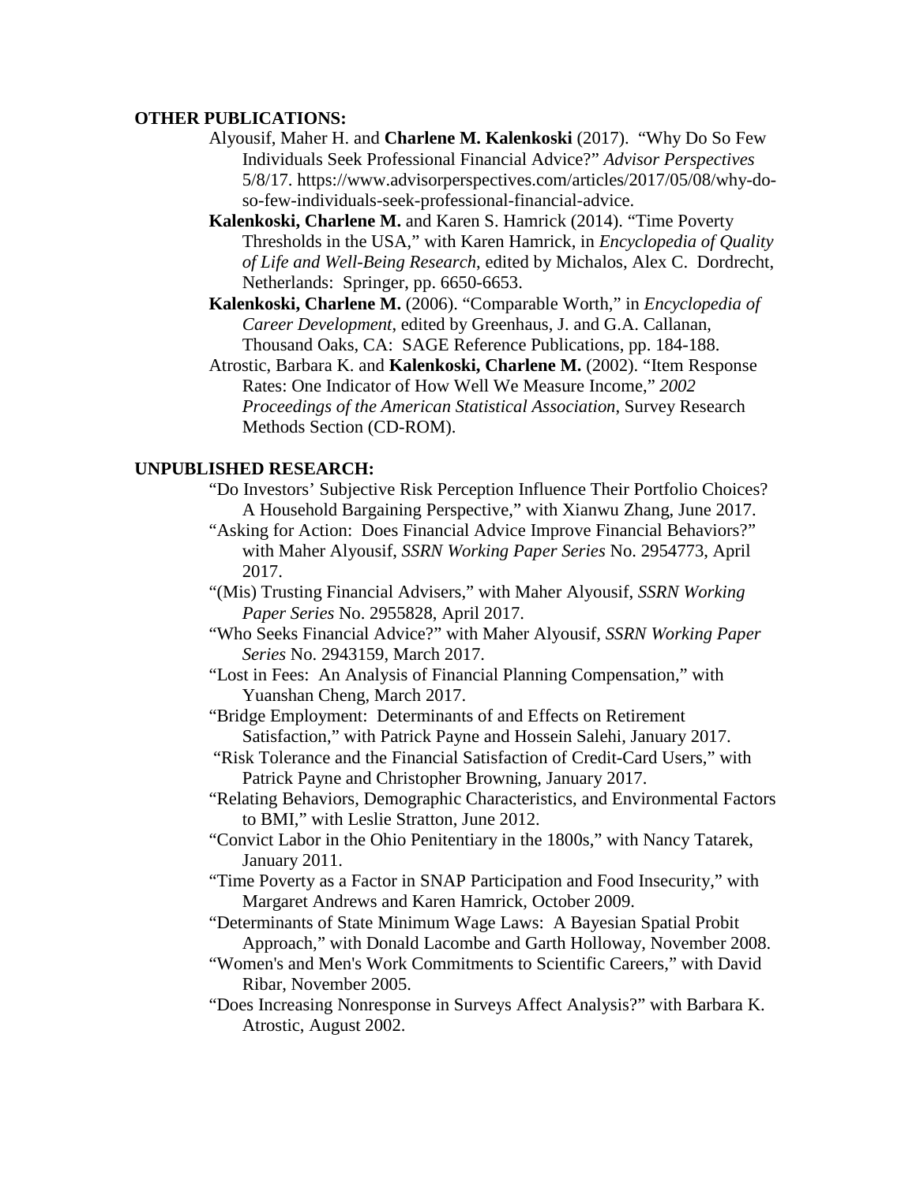**OTHER PUBLICATIONS:**

Alyousif, Maher H. and **Charlene M. Kalenkoski** (2017). "Why Do So Few Individuals Seek Professional Financial Advice?" *Advisor Perspectives* 5/8/17. https://www.advisorperspectives.com/articles/2017/05/08/why-do-so-few-individuals-seek-professional-financial-advice.

**Kalenkoski, Charlene M.** and Karen S. Hamrick (2014). "Time Poverty Thresholds in the USA," with Karen Hamrick, in *Encyclopedia of Quality of Life and Well-Being Research*, edited by Michalos, Alex C. Dordrecht, Netherlands: Springer, pp. 6650-6653.

**Kalenkoski, Charlene M.** (2006). "Comparable Worth," in *Encyclopedia of Career Development*, edited by Greenhaus, J. and G.A. Callanan, Thousand Oaks, CA: SAGE Reference Publications, pp. 184-188.

Atrostic, Barbara K. and **Kalenkoski, Charlene M.** (2002). "Item Response Rates: One Indicator of How Well We Measure Income," *2002 Proceedings of the American Statistical Association*, Survey Research Methods Section (CD-ROM).

**UNPUBLISHED RESEARCH:**

"Do Investors' Subjective Risk Perception Influence Their Portfolio Choices? A Household Bargaining Perspective," with Xianwu Zhang, June 2017.

"Asking for Action: Does Financial Advice Improve Financial Behaviors?" with Maher Alyousif, *SSRN Working Paper Series* No. 2954773, April 2017.

"(Mis) Trusting Financial Advisers," with Maher Alyousif, *SSRN Working Paper Series* No. 2955828, April 2017.

"Who Seeks Financial Advice?" with Maher Alyousif, *SSRN Working Paper Series* No. 2943159, March 2017.

"Lost in Fees: An Analysis of Financial Planning Compensation," with Yuanshan Cheng, March 2017.

"Bridge Employment: Determinants of and Effects on Retirement Satisfaction," with Patrick Payne and Hossein Salehi, January 2017.

"Risk Tolerance and the Financial Satisfaction of Credit-Card Users," with Patrick Payne and Christopher Browning, January 2017.

"Relating Behaviors, Demographic Characteristics, and Environmental Factors to BMI," with Leslie Stratton, June 2012.

"Convict Labor in the Ohio Penitentiary in the 1800s," with Nancy Tatarek, January 2011.

"Time Poverty as a Factor in SNAP Participation and Food Insecurity," with Margaret Andrews and Karen Hamrick, October 2009.

"Determinants of State Minimum Wage Laws: A Bayesian Spatial Probit Approach," with Donald Lacombe and Garth Holloway, November 2008.

"Women's and Men's Work Commitments to Scientific Careers," with David Ribar, November 2005.

"Does Increasing Nonresponse in Surveys Affect Analysis?" with Barbara K. Atrostic, August 2002.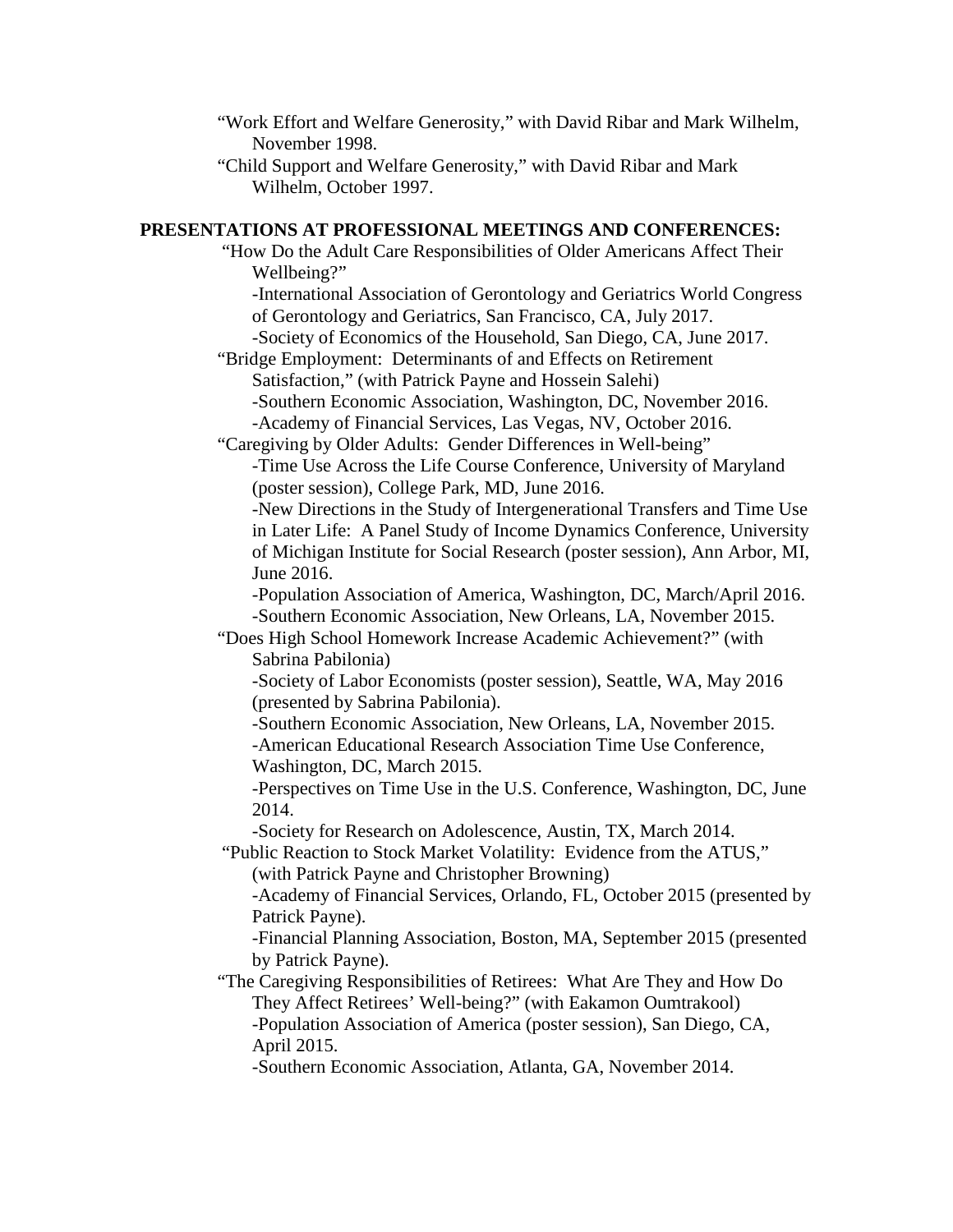"Work Effort and Welfare Generosity," with David Ribar and Mark Wilhelm, November 1998.

"Child Support and Welfare Generosity," with David Ribar and Mark Wilhelm, October 1997.

**PRESENTATIONS AT PROFESSIONAL MEETINGS AND CONFERENCES:**

"How Do the Adult Care Responsibilities of Older Americans Affect Their Wellbeing?"
-International Association of Gerontology and Geriatrics World Congress of Gerontology and Geriatrics, San Francisco, CA, July 2017.
-Society of Economics of the Household, San Diego, CA, June 2017.

"Bridge Employment: Determinants of and Effects on Retirement Satisfaction," (with Patrick Payne and Hossein Salehi)
-Southern Economic Association, Washington, DC, November 2016.
-Academy of Financial Services, Las Vegas, NV, October 2016.

"Caregiving by Older Adults: Gender Differences in Well-being"
-Time Use Across the Life Course Conference, University of Maryland (poster session), College Park, MD, June 2016.
-New Directions in the Study of Intergenerational Transfers and Time Use in Later Life: A Panel Study of Income Dynamics Conference, University of Michigan Institute for Social Research (poster session), Ann Arbor, MI, June 2016.
-Population Association of America, Washington, DC, March/April 2016.
-Southern Economic Association, New Orleans, LA, November 2015.

"Does High School Homework Increase Academic Achievement?" (with Sabrina Pabilonia)
-Society of Labor Economists (poster session), Seattle, WA, May 2016 (presented by Sabrina Pabilonia).
-Southern Economic Association, New Orleans, LA, November 2015.
-American Educational Research Association Time Use Conference, Washington, DC, March 2015.
-Perspectives on Time Use in the U.S. Conference, Washington, DC, June 2014.
-Society for Research on Adolescence, Austin, TX, March 2014.

"Public Reaction to Stock Market Volatility: Evidence from the ATUS," (with Patrick Payne and Christopher Browning)
-Academy of Financial Services, Orlando, FL, October 2015 (presented by Patrick Payne).
-Financial Planning Association, Boston, MA, September 2015 (presented by Patrick Payne).

"The Caregiving Responsibilities of Retirees: What Are They and How Do They Affect Retirees' Well-being?" (with Eakamon Oumtrakool)
-Population Association of America (poster session), San Diego, CA, April 2015.
-Southern Economic Association, Atlanta, GA, November 2014.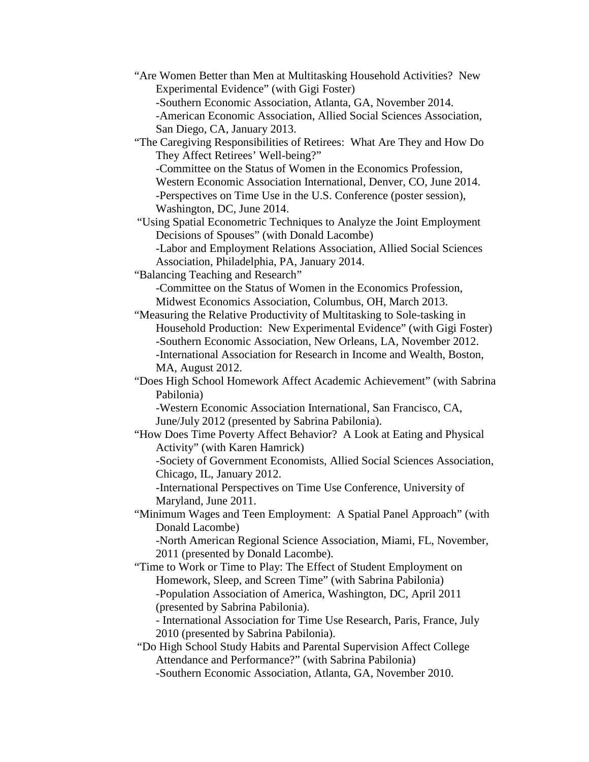"Are Women Better than Men at Multitasking Household Activities? New Experimental Evidence" (with Gigi Foster)

-Southern Economic Association, Atlanta, GA, November 2014.

-American Economic Association, Allied Social Sciences Association, San Diego, CA, January 2013.

"The Caregiving Responsibilities of Retirees: What Are They and How Do They Affect Retirees' Well-being?"

-Committee on the Status of Women in the Economics Profession, Western Economic Association International, Denver, CO, June 2014.

-Perspectives on Time Use in the U.S. Conference (poster session), Washington, DC, June 2014.

"Using Spatial Econometric Techniques to Analyze the Joint Employment Decisions of Spouses" (with Donald Lacombe)

-Labor and Employment Relations Association, Allied Social Sciences Association, Philadelphia, PA, January 2014.

"Balancing Teaching and Research"

-Committee on the Status of Women in the Economics Profession, Midwest Economics Association, Columbus, OH, March 2013.

"Measuring the Relative Productivity of Multitasking to Sole-tasking in Household Production: New Experimental Evidence" (with Gigi Foster)

-Southern Economic Association, New Orleans, LA, November 2012.

-International Association for Research in Income and Wealth, Boston, MA, August 2012.

"Does High School Homework Affect Academic Achievement" (with Sabrina Pabilonia)

-Western Economic Association International, San Francisco, CA, June/July 2012 (presented by Sabrina Pabilonia).

"How Does Time Poverty Affect Behavior? A Look at Eating and Physical Activity" (with Karen Hamrick)

-Society of Government Economists, Allied Social Sciences Association, Chicago, IL, January 2012.

-International Perspectives on Time Use Conference, University of Maryland, June 2011.

"Minimum Wages and Teen Employment: A Spatial Panel Approach" (with Donald Lacombe)

-North American Regional Science Association, Miami, FL, November, 2011 (presented by Donald Lacombe).

"Time to Work or Time to Play: The Effect of Student Employment on Homework, Sleep, and Screen Time" (with Sabrina Pabilonia)

-Population Association of America, Washington, DC, April 2011 (presented by Sabrina Pabilonia).

- International Association for Time Use Research, Paris, France, July 2010 (presented by Sabrina Pabilonia).

"Do High School Study Habits and Parental Supervision Affect College Attendance and Performance?" (with Sabrina Pabilonia)

-Southern Economic Association, Atlanta, GA, November 2010.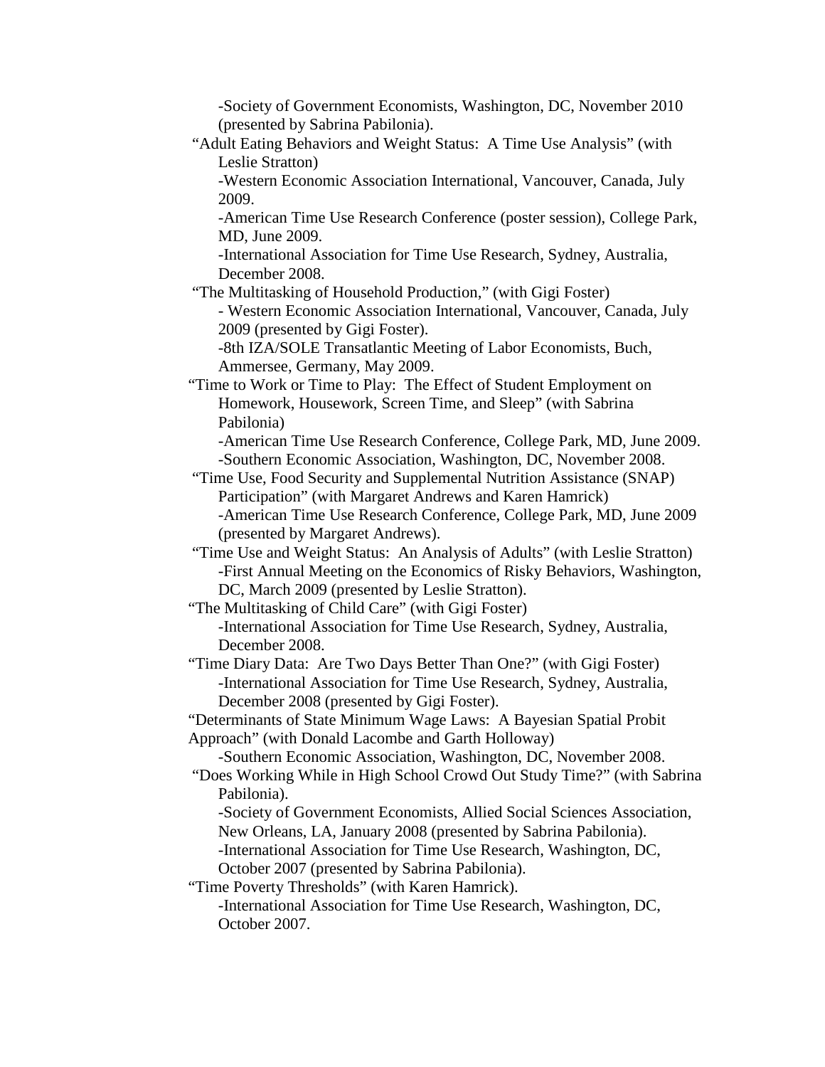-Society of Government Economists, Washington, DC, November 2010 (presented by Sabrina Pabilonia).

"Adult Eating Behaviors and Weight Status: A Time Use Analysis" (with Leslie Stratton)

-Western Economic Association International, Vancouver, Canada, July 2009.

-American Time Use Research Conference (poster session), College Park, MD, June 2009.

-International Association for Time Use Research, Sydney, Australia, December 2008.

"The Multitasking of Household Production," (with Gigi Foster)

- Western Economic Association International, Vancouver, Canada, July 2009 (presented by Gigi Foster).

-8th IZA/SOLE Transatlantic Meeting of Labor Economists, Buch, Ammersee, Germany, May 2009.

"Time to Work or Time to Play: The Effect of Student Employment on Homework, Housework, Screen Time, and Sleep" (with Sabrina Pabilonia)

-American Time Use Research Conference, College Park, MD, June 2009.

-Southern Economic Association, Washington, DC, November 2008.

"Time Use, Food Security and Supplemental Nutrition Assistance (SNAP) Participation" (with Margaret Andrews and Karen Hamrick)

-American Time Use Research Conference, College Park, MD, June 2009 (presented by Margaret Andrews).

"Time Use and Weight Status: An Analysis of Adults" (with Leslie Stratton)

-First Annual Meeting on the Economics of Risky Behaviors, Washington, DC, March 2009 (presented by Leslie Stratton).

"The Multitasking of Child Care" (with Gigi Foster)

-International Association for Time Use Research, Sydney, Australia, December 2008.

"Time Diary Data: Are Two Days Better Than One?" (with Gigi Foster)

-International Association for Time Use Research, Sydney, Australia, December 2008 (presented by Gigi Foster).

"Determinants of State Minimum Wage Laws: A Bayesian Spatial Probit Approach" (with Donald Lacombe and Garth Holloway)

-Southern Economic Association, Washington, DC, November 2008.

"Does Working While in High School Crowd Out Study Time?" (with Sabrina Pabilonia).

-Society of Government Economists, Allied Social Sciences Association, New Orleans, LA, January 2008 (presented by Sabrina Pabilonia).

-International Association for Time Use Research, Washington, DC, October 2007 (presented by Sabrina Pabilonia).

"Time Poverty Thresholds" (with Karen Hamrick).

-International Association for Time Use Research, Washington, DC, October 2007.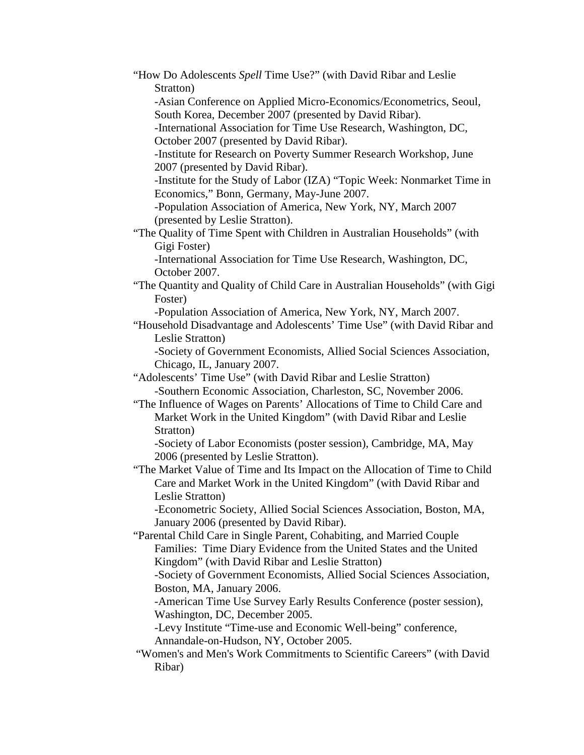"How Do Adolescents *Spell* Time Use?" (with David Ribar and Leslie Stratton)

-Asian Conference on Applied Micro-Economics/Econometrics, Seoul, South Korea, December 2007 (presented by David Ribar).

-International Association for Time Use Research, Washington, DC, October 2007 (presented by David Ribar).

-Institute for Research on Poverty Summer Research Workshop, June 2007 (presented by David Ribar).

-Institute for the Study of Labor (IZA) "Topic Week: Nonmarket Time in Economics," Bonn, Germany, May-June 2007.

-Population Association of America, New York, NY, March 2007 (presented by Leslie Stratton).

"The Quality of Time Spent with Children in Australian Households" (with Gigi Foster)

-International Association for Time Use Research, Washington, DC, October 2007.

"The Quantity and Quality of Child Care in Australian Households" (with Gigi Foster)

-Population Association of America, New York, NY, March 2007.

"Household Disadvantage and Adolescents' Time Use" (with David Ribar and Leslie Stratton)

-Society of Government Economists, Allied Social Sciences Association, Chicago, IL, January 2007.

"Adolescents' Time Use" (with David Ribar and Leslie Stratton)

-Southern Economic Association, Charleston, SC, November 2006.

"The Influence of Wages on Parents' Allocations of Time to Child Care and Market Work in the United Kingdom" (with David Ribar and Leslie Stratton)

-Society of Labor Economists (poster session), Cambridge, MA, May 2006 (presented by Leslie Stratton).

"The Market Value of Time and Its Impact on the Allocation of Time to Child Care and Market Work in the United Kingdom" (with David Ribar and Leslie Stratton)

-Econometric Society, Allied Social Sciences Association, Boston, MA, January 2006 (presented by David Ribar).

"Parental Child Care in Single Parent, Cohabiting, and Married Couple Families: Time Diary Evidence from the United States and the United Kingdom" (with David Ribar and Leslie Stratton)

-Society of Government Economists, Allied Social Sciences Association, Boston, MA, January 2006.

-American Time Use Survey Early Results Conference (poster session), Washington, DC, December 2005.

-Levy Institute "Time-use and Economic Well-being" conference, Annandale-on-Hudson, NY, October 2005.

"Women's and Men's Work Commitments to Scientific Careers" (with David Ribar)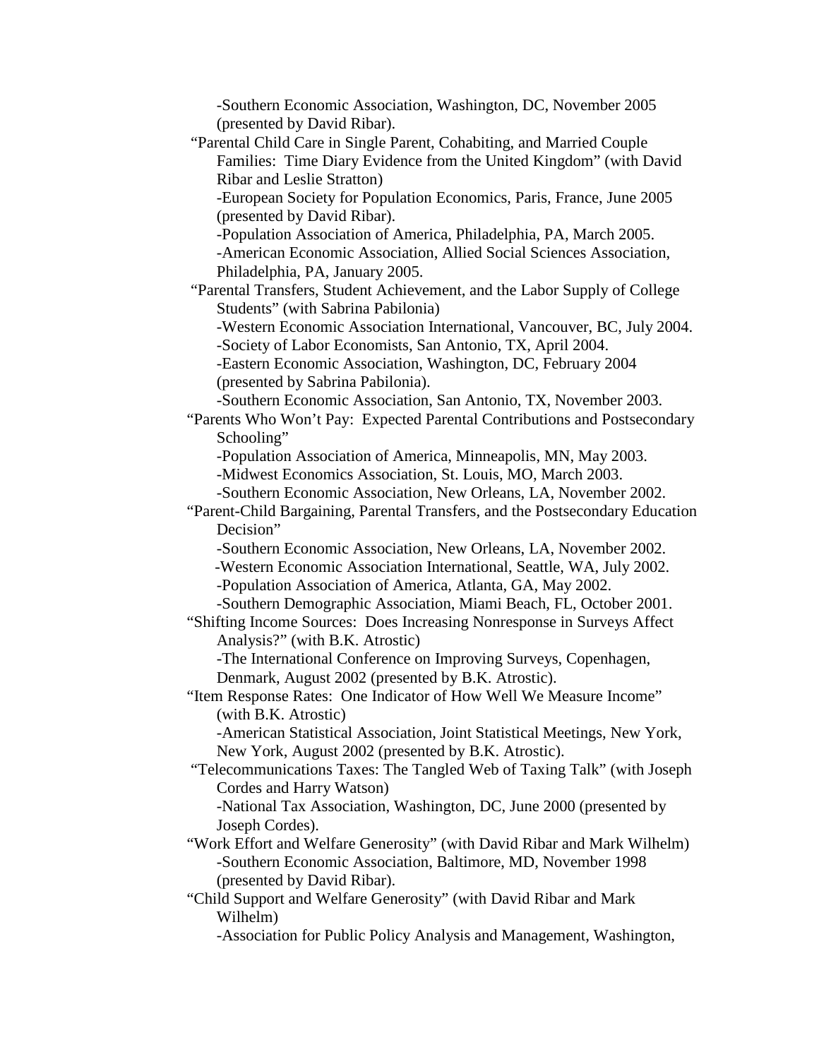-Southern Economic Association, Washington, DC, November 2005 (presented by David Ribar).

"Parental Child Care in Single Parent, Cohabiting, and Married Couple Families: Time Diary Evidence from the United Kingdom" (with David Ribar and Leslie Stratton)

-European Society for Population Economics, Paris, France, June 2005 (presented by David Ribar).

-Population Association of America, Philadelphia, PA, March 2005.

-American Economic Association, Allied Social Sciences Association, Philadelphia, PA, January 2005.

"Parental Transfers, Student Achievement, and the Labor Supply of College Students" (with Sabrina Pabilonia)

-Western Economic Association International, Vancouver, BC, July 2004.

-Society of Labor Economists, San Antonio, TX, April 2004.

-Eastern Economic Association, Washington, DC, February 2004 (presented by Sabrina Pabilonia).

-Southern Economic Association, San Antonio, TX, November 2003.

"Parents Who Won't Pay: Expected Parental Contributions and Postsecondary Schooling"

-Population Association of America, Minneapolis, MN, May 2003.

-Midwest Economics Association, St. Louis, MO, March 2003.

-Southern Economic Association, New Orleans, LA, November 2002.

"Parent-Child Bargaining, Parental Transfers, and the Postsecondary Education Decision"

-Southern Economic Association, New Orleans, LA, November 2002.

-Western Economic Association International, Seattle, WA, July 2002.

-Population Association of America, Atlanta, GA, May 2002.

-Southern Demographic Association, Miami Beach, FL, October 2001.

"Shifting Income Sources: Does Increasing Nonresponse in Surveys Affect Analysis?" (with B.K. Atrostic)

-The International Conference on Improving Surveys, Copenhagen, Denmark, August 2002 (presented by B.K. Atrostic).

"Item Response Rates: One Indicator of How Well We Measure Income" (with B.K. Atrostic)

-American Statistical Association, Joint Statistical Meetings, New York, New York, August 2002 (presented by B.K. Atrostic).

"Telecommunications Taxes: The Tangled Web of Taxing Talk" (with Joseph Cordes and Harry Watson)

-National Tax Association, Washington, DC, June 2000 (presented by Joseph Cordes).

"Work Effort and Welfare Generosity" (with David Ribar and Mark Wilhelm)

-Southern Economic Association, Baltimore, MD, November 1998 (presented by David Ribar).

"Child Support and Welfare Generosity" (with David Ribar and Mark Wilhelm)

-Association for Public Policy Analysis and Management, Washington,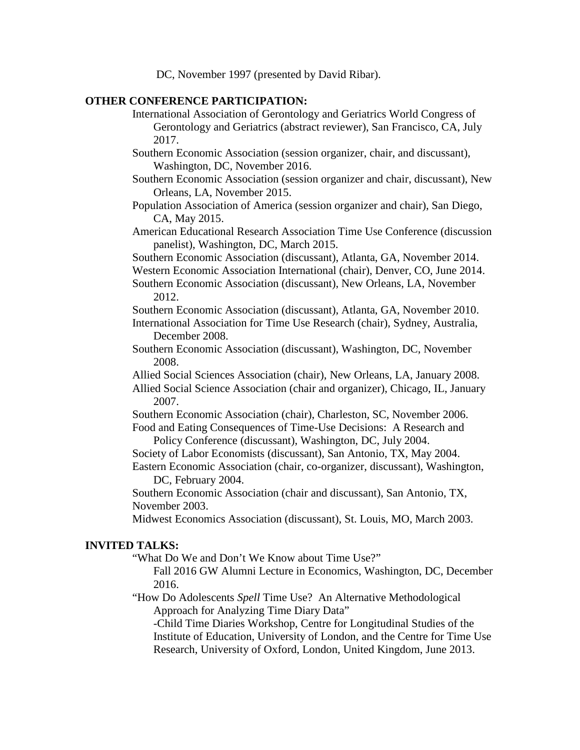DC, November 1997 (presented by David Ribar).

## OTHER CONFERENCE PARTICIPATION:

International Association of Gerontology and Geriatrics World Congress of Gerontology and Geriatrics (abstract reviewer), San Francisco, CA, July 2017.

Southern Economic Association (session organizer, chair, and discussant), Washington, DC, November 2016.

Southern Economic Association (session organizer and chair, discussant), New Orleans, LA, November 2015.

Population Association of America (session organizer and chair), San Diego, CA, May 2015.

American Educational Research Association Time Use Conference (discussion panelist), Washington, DC, March 2015.

Southern Economic Association (discussant), Atlanta, GA, November 2014.

Western Economic Association International (chair), Denver, CO, June 2014.

Southern Economic Association (discussant), New Orleans, LA, November 2012.

Southern Economic Association (discussant), Atlanta, GA, November 2010.

International Association for Time Use Research (chair), Sydney, Australia, December 2008.

Southern Economic Association (discussant), Washington, DC, November 2008.

Allied Social Sciences Association (chair), New Orleans, LA, January 2008.

Allied Social Science Association (chair and organizer), Chicago, IL, January 2007.

Southern Economic Association (chair), Charleston, SC, November 2006.

Food and Eating Consequences of Time-Use Decisions: A Research and Policy Conference (discussant), Washington, DC, July 2004.

Society of Labor Economists (discussant), San Antonio, TX, May 2004.

Eastern Economic Association (chair, co-organizer, discussant), Washington, DC, February 2004.

Southern Economic Association (chair and discussant), San Antonio, TX, November 2003.

Midwest Economics Association (discussant), St. Louis, MO, March 2003.

## INVITED TALKS:

"What Do We and Don't We Know about Time Use?"
Fall 2016 GW Alumni Lecture in Economics, Washington, DC, December 2016.

"How Do Adolescents *Spell* Time Use? An Alternative Methodological Approach for Analyzing Time Diary Data"
-Child Time Diaries Workshop, Centre for Longitudinal Studies of the Institute of Education, University of London, and the Centre for Time Use Research, University of Oxford, London, United Kingdom, June 2013.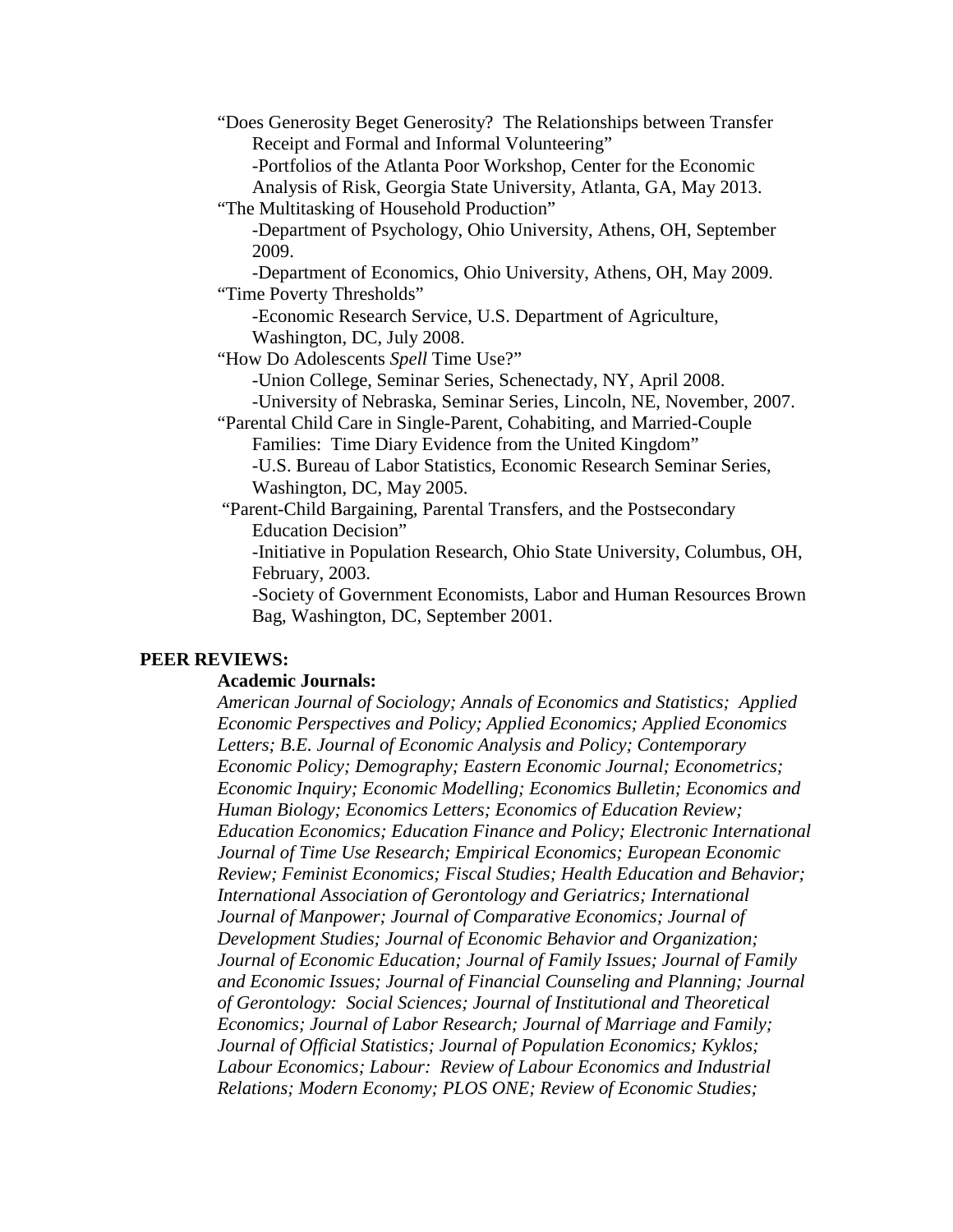"Does Generosity Beget Generosity? The Relationships between Transfer Receipt and Formal and Informal Volunteering"

- Portfolios of the Atlanta Poor Workshop, Center for the Economic Analysis of Risk, Georgia State University, Atlanta, GA, May 2013.

"The Multitasking of Household Production"

- Department of Psychology, Ohio University, Athens, OH, September 2009.
- Department of Economics, Ohio University, Athens, OH, May 2009.

"Time Poverty Thresholds"

- Economic Research Service, U.S. Department of Agriculture, Washington, DC, July 2008.

"How Do Adolescents *Spell* Time Use?"

- Union College, Seminar Series, Schenectady, NY, April 2008.
- University of Nebraska, Seminar Series, Lincoln, NE, November, 2007.

"Parental Child Care in Single-Parent, Cohabiting, and Married-Couple Families: Time Diary Evidence from the United Kingdom"

- U.S. Bureau of Labor Statistics, Economic Research Seminar Series, Washington, DC, May 2005.

"Parent-Child Bargaining, Parental Transfers, and the Postsecondary Education Decision"

- Initiative in Population Research, Ohio State University, Columbus, OH, February, 2003.
- Society of Government Economists, Labor and Human Resources Brown Bag, Washington, DC, September 2001.

**PEER REVIEWS:**

**Academic Journals:**

*American Journal of Sociology; Annals of Economics and Statistics; Applied Economic Perspectives and Policy; Applied Economics; Applied Economics Letters; B.E. Journal of Economic Analysis and Policy; Contemporary Economic Policy; Demography; Eastern Economic Journal; Econometrics; Economic Inquiry; Economic Modelling; Economics Bulletin; Economics and Human Biology; Economics Letters; Economics of Education Review; Education Economics; Education Finance and Policy; Electronic International Journal of Time Use Research; Empirical Economics; European Economic Review; Feminist Economics; Fiscal Studies; Health Education and Behavior; International Association of Gerontology and Geriatrics; International Journal of Manpower; Journal of Comparative Economics; Journal of Development Studies; Journal of Economic Behavior and Organization; Journal of Economic Education; Journal of Family Issues; Journal of Family and Economic Issues; Journal of Financial Counseling and Planning; Journal of Gerontology: Social Sciences; Journal of Institutional and Theoretical Economics; Journal of Labor Research; Journal of Marriage and Family; Journal of Official Statistics; Journal of Population Economics; Kyklos; Labour Economics; Labour: Review of Labour Economics and Industrial Relations; Modern Economy; PLOS ONE; Review of Economic Studies;*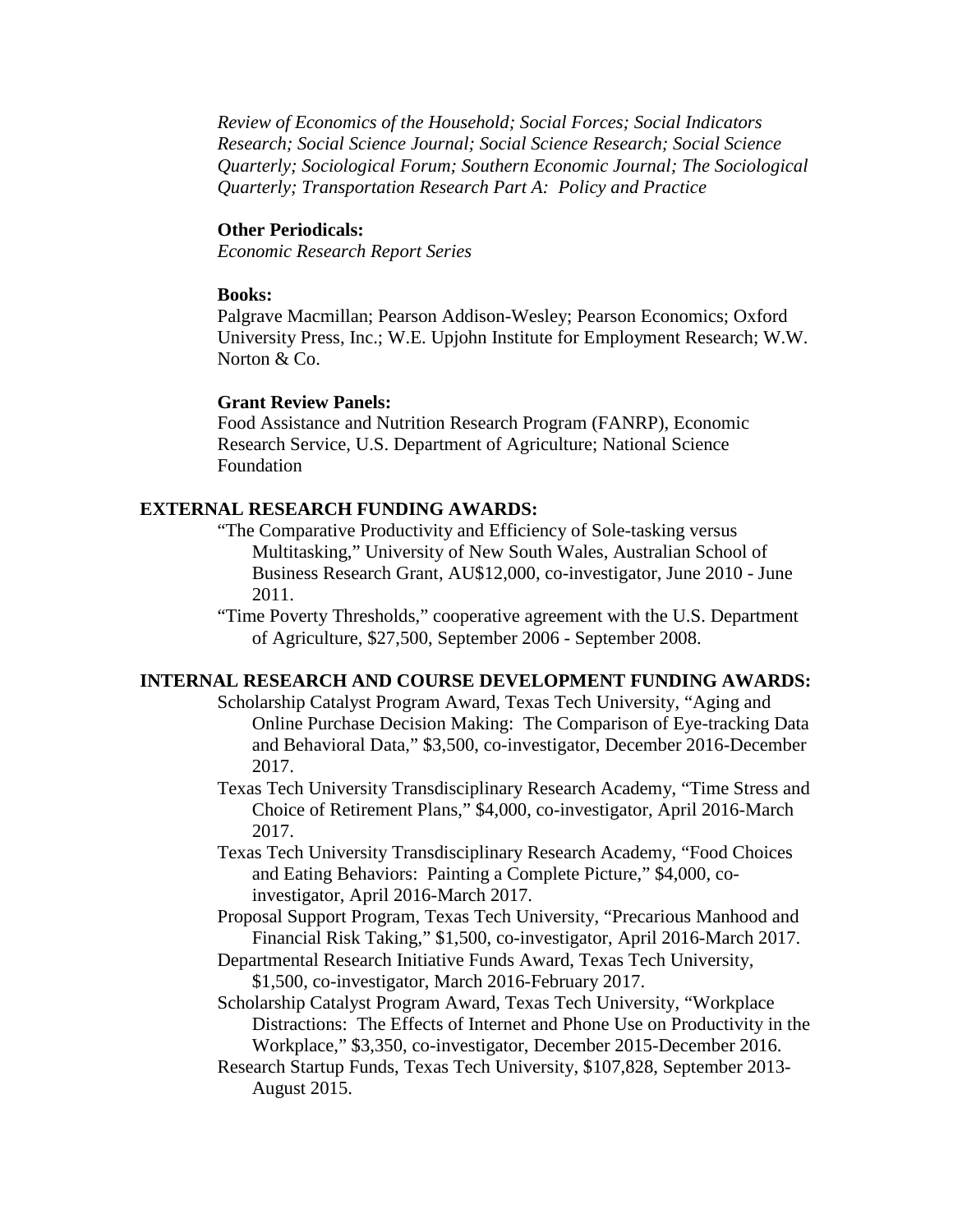*Review of Economics of the Household; Social Forces; Social Indicators Research; Social Science Journal; Social Science Research; Social Science Quarterly; Sociological Forum; Southern Economic Journal; The Sociological Quarterly; Transportation Research Part A: Policy and Practice*

**Other Periodicals:**
*Economic Research Report Series*

**Books:**
Palgrave Macmillan; Pearson Addison-Wesley; Pearson Economics; Oxford University Press, Inc.; W.E. Upjohn Institute for Employment Research; W.W. Norton & Co.

**Grant Review Panels:**
Food Assistance and Nutrition Research Program (FANRP), Economic Research Service, U.S. Department of Agriculture; National Science Foundation

**EXTERNAL RESEARCH FUNDING AWARDS:**

"The Comparative Productivity and Efficiency of Sole-tasking versus Multitasking," University of New South Wales, Australian School of Business Research Grant, AU$12,000, co-investigator, June 2010 - June 2011.

"Time Poverty Thresholds," cooperative agreement with the U.S. Department of Agriculture, $27,500, September 2006 - September 2008.

**INTERNAL RESEARCH AND COURSE DEVELOPMENT FUNDING AWARDS:**

Scholarship Catalyst Program Award, Texas Tech University, "Aging and Online Purchase Decision Making: The Comparison of Eye-tracking Data and Behavioral Data," $3,500, co-investigator, December 2016-December 2017.

Texas Tech University Transdisciplinary Research Academy, "Time Stress and Choice of Retirement Plans," $4,000, co-investigator, April 2016-March 2017.

Texas Tech University Transdisciplinary Research Academy, "Food Choices and Eating Behaviors: Painting a Complete Picture," $4,000, co-investigator, April 2016-March 2017.

Proposal Support Program, Texas Tech University, "Precarious Manhood and Financial Risk Taking," $1,500, co-investigator, April 2016-March 2017.

Departmental Research Initiative Funds Award, Texas Tech University, $1,500, co-investigator, March 2016-February 2017.

Scholarship Catalyst Program Award, Texas Tech University, "Workplace Distractions: The Effects of Internet and Phone Use on Productivity in the Workplace," $3,350, co-investigator, December 2015-December 2016.

Research Startup Funds, Texas Tech University, $107,828, September 2013-August 2015.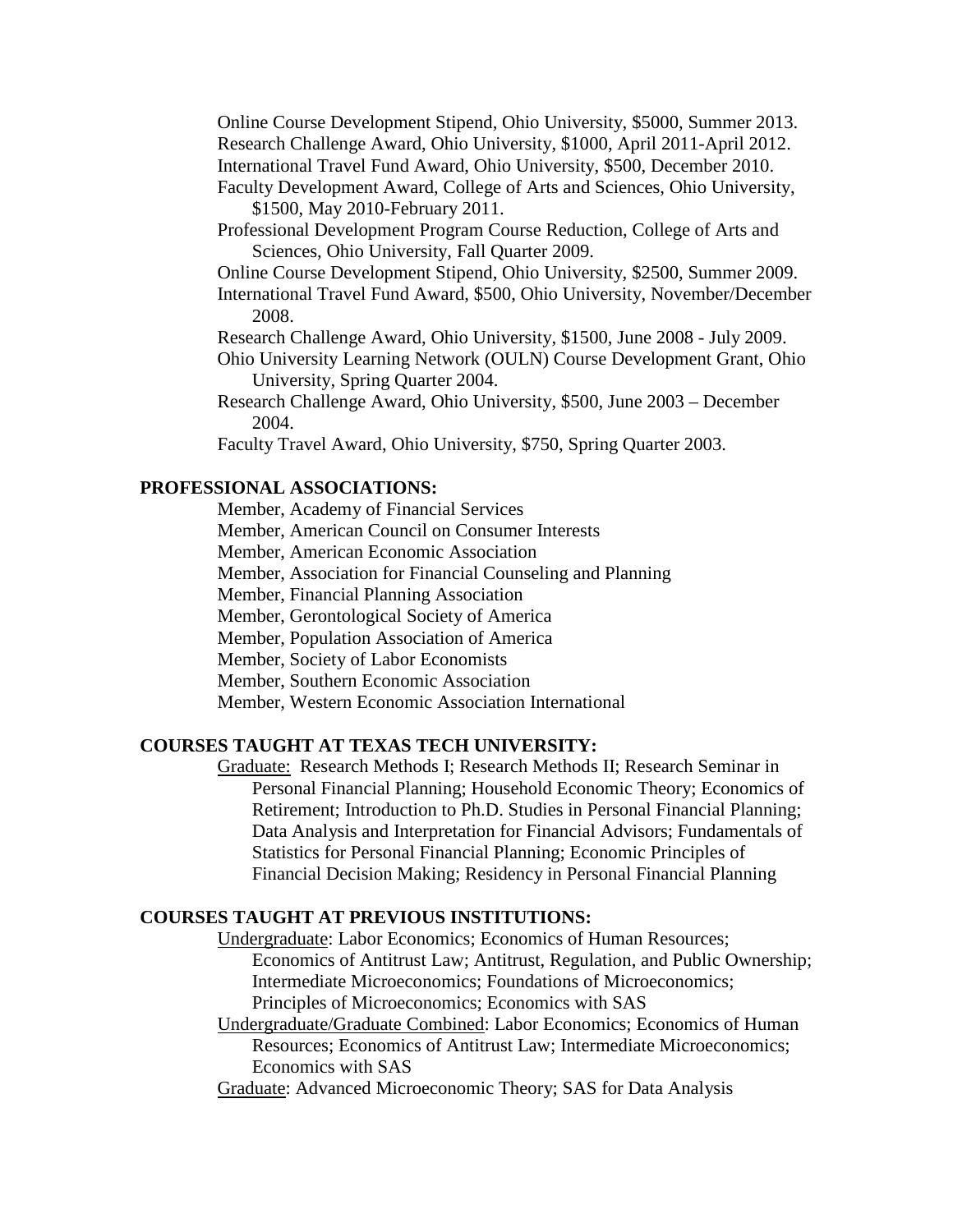Online Course Development Stipend, Ohio University, $5000, Summer 2013.

Research Challenge Award, Ohio University, $1000, April 2011-April 2012.

International Travel Fund Award, Ohio University, $500, December 2010.

Faculty Development Award, College of Arts and Sciences, Ohio University, $1500, May 2010-February 2011.

Professional Development Program Course Reduction, College of Arts and Sciences, Ohio University, Fall Quarter 2009.

Online Course Development Stipend, Ohio University, $2500, Summer 2009.

International Travel Fund Award, $500, Ohio University, November/December 2008.

Research Challenge Award, Ohio University, $1500, June 2008 - July 2009.

Ohio University Learning Network (OULN) Course Development Grant, Ohio University, Spring Quarter 2004.

Research Challenge Award, Ohio University, $500, June 2003 – December 2004.

Faculty Travel Award, Ohio University, $750, Spring Quarter 2003.

## PROFESSIONAL ASSOCIATIONS:

Member, Academy of Financial Services
Member, American Council on Consumer Interests
Member, American Economic Association
Member, Association for Financial Counseling and Planning
Member, Financial Planning Association
Member, Gerontological Society of America
Member, Population Association of America
Member, Society of Labor Economists
Member, Southern Economic Association
Member, Western Economic Association International

## COURSES TAUGHT AT TEXAS TECH UNIVERSITY:

<u>Graduate:</u> Research Methods I; Research Methods II; Research Seminar in Personal Financial Planning; Household Economic Theory; Economics of Retirement; Introduction to Ph.D. Studies in Personal Financial Planning; Data Analysis and Interpretation for Financial Advisors; Fundamentals of Statistics for Personal Financial Planning; Economic Principles of Financial Decision Making; Residency in Personal Financial Planning

## COURSES TAUGHT AT PREVIOUS INSTITUTIONS:

<u>Undergraduate</u>: Labor Economics; Economics of Human Resources; Economics of Antitrust Law; Antitrust, Regulation, and Public Ownership; Intermediate Microeconomics; Foundations of Microeconomics; Principles of Microeconomics; Economics with SAS

<u>Undergraduate/Graduate Combined</u>: Labor Economics; Economics of Human Resources; Economics of Antitrust Law; Intermediate Microeconomics; Economics with SAS

<u>Graduate</u>: Advanced Microeconomic Theory; SAS for Data Analysis